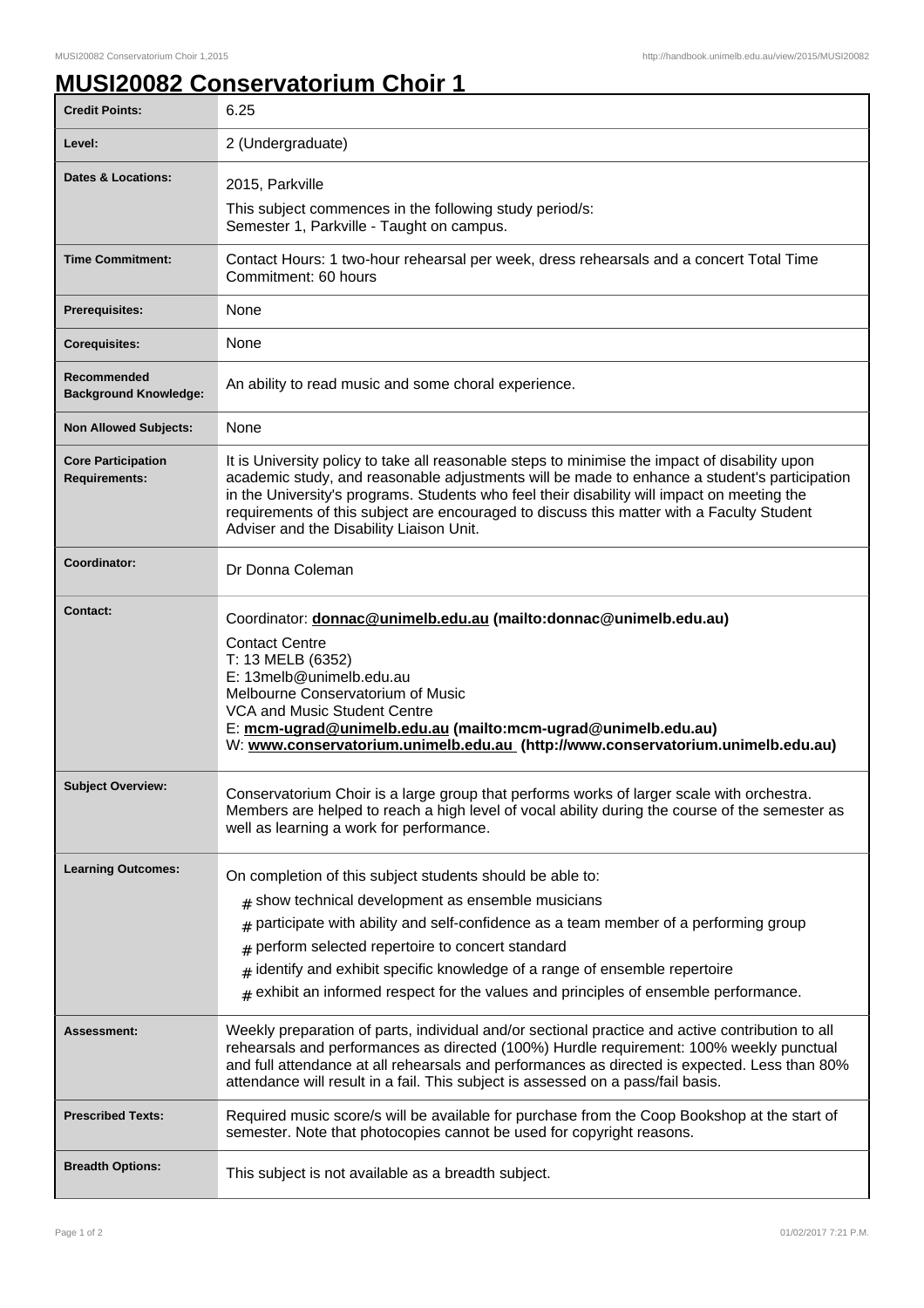# MUSI20082 Conservatorium Choir 1

| | |
|---|---|
| **Credit Points:** | 6.25 |
| **Level:** | 2 (Undergraduate) |
| **Dates & Locations:** | 2015, Parkville<br>This subject commences in the following study period/s:<br>Semester 1, Parkville - Taught on campus. |
| **Time Commitment:** | Contact Hours: 1 two-hour rehearsal per week, dress rehearsals and a concert Total Time Commitment: 60 hours |
| **Prerequisites:** | None |
| **Corequisites:** | None |
| **Recommended Background Knowledge:** | An ability to read music and some choral experience. |
| **Non Allowed Subjects:** | None |
| **Core Participation Requirements:** | It is University policy to take all reasonable steps to minimise the impact of disability upon academic study, and reasonable adjustments will be made to enhance a student's participation in the University's programs. Students who feel their disability will impact on meeting the requirements of this subject are encouraged to discuss this matter with a Faculty Student Adviser and the Disability Liaison Unit. |
| **Coordinator:** | Dr Donna Coleman |
| **Contact:** | Coordinator: **donnac@unimelb.edu.au (mailto:donnac@unimelb.edu.au)**<br>Contact Centre<br>T: 13 MELB (6352)<br>E: 13melb@unimelb.edu.au<br>Melbourne Conservatorium of Music<br>VCA and Music Student Centre<br>E: **mcm-ugrad@unimelb.edu.au (mailto:mcm-ugrad@unimelb.edu.au)**<br>W: **www.conservatorium.unimelb.edu.au (http://www.conservatorium.unimelb.edu.au)** |
| **Subject Overview:** | Conservatorium Choir is a large group that performs works of larger scale with orchestra. Members are helped to reach a high level of vocal ability during the course of the semester as well as learning a work for performance. |
| **Learning Outcomes:** | On completion of this subject students should be able to:<br># show technical development as ensemble musicians<br># participate with ability and self-confidence as a team member of a performing group<br># perform selected repertoire to concert standard<br># identify and exhibit specific knowledge of a range of ensemble repertoire<br># exhibit an informed respect for the values and principles of ensemble performance. |
| **Assessment:** | Weekly preparation of parts, individual and/or sectional practice and active contribution to all rehearsals and performances as directed (100%) Hurdle requirement: 100% weekly punctual and full attendance at all rehearsals and performances as directed is expected. Less than 80% attendance will result in a fail. This subject is assessed on a pass/fail basis. |
| **Prescribed Texts:** | Required music score/s will be available for purchase from the Coop Bookshop at the start of semester. Note that photocopies cannot be used for copyright reasons. |
| **Breadth Options:** | This subject is not available as a breadth subject. |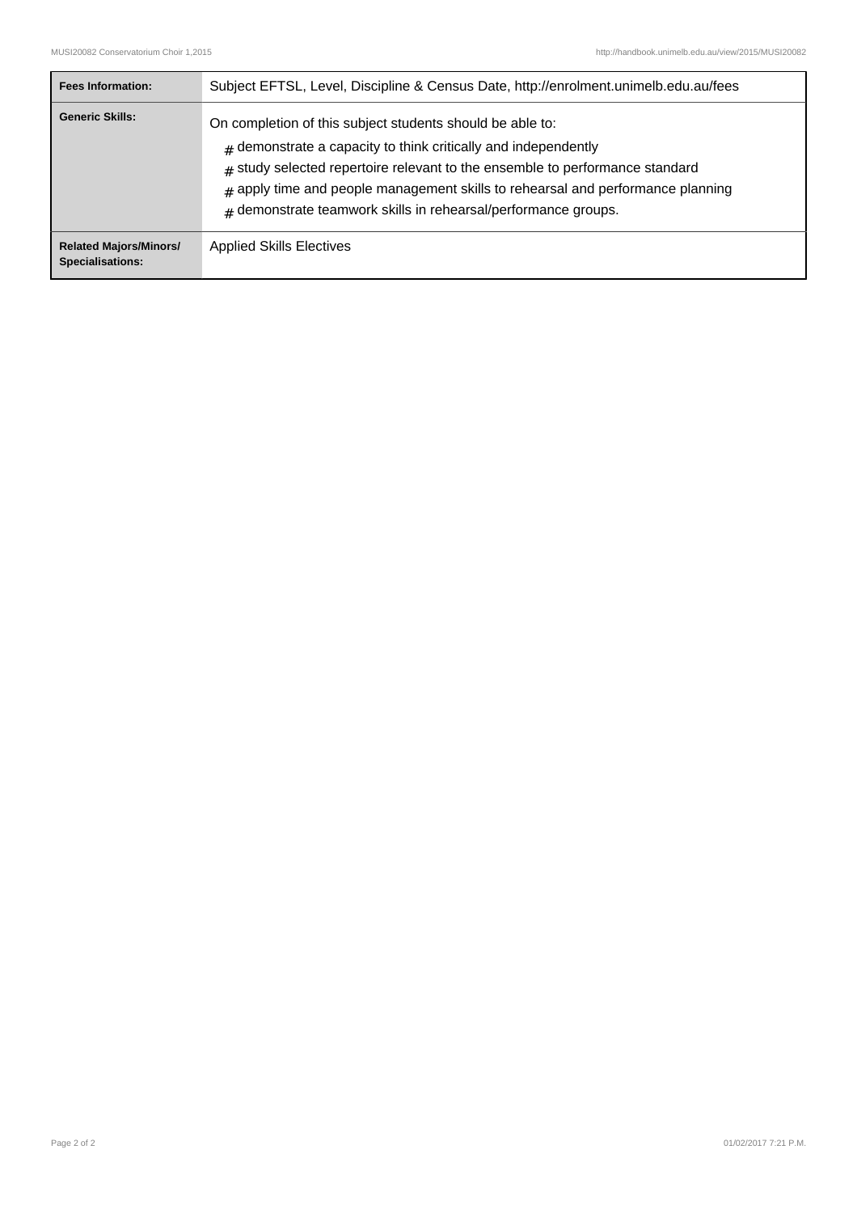| | |
|---|---|
| **Fees Information:** | Subject EFTSL, Level, Discipline & Census Date, http://enrolment.unimelb.edu.au/fees |
| **Generic Skills:** | On completion of this subject students should be able to:<br># demonstrate a capacity to think critically and independently<br># study selected repertoire relevant to the ensemble to performance standard<br># apply time and people management skills to rehearsal and performance planning<br># demonstrate teamwork skills in rehearsal/performance groups. |
| **Related Majors/Minors/ Specialisations:** | Applied Skills Electives |